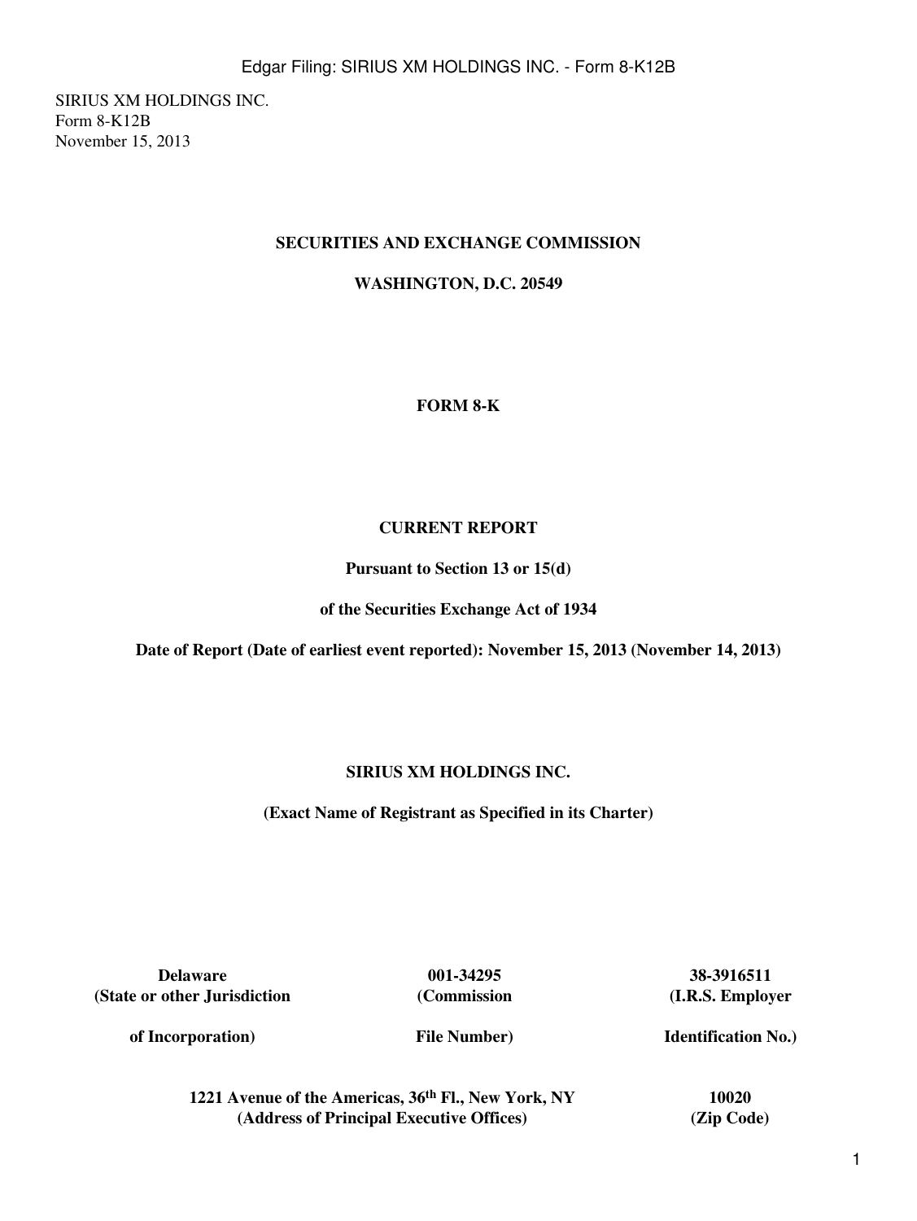SIRIUS XM HOLDINGS INC.
Form 8-K12B
November 15, 2013

**SECURITIES AND EXCHANGE COMMISSION**

**WASHINGTON, D.C. 20549**

# FORM 8-K

## CURRENT REPORT

**Pursuant to Section 13 or 15(d)**

**of the Securities Exchange Act of 1934**

**Date of Report (Date of earliest event reported): November 15, 2013 (November 14, 2013)**

## SIRIUS XM HOLDINGS INC.

**(Exact Name of Registrant as Specified in its Charter)**

| Delaware | 001-34295 | 38-3916511 |
|---|---|---|
| **(State or other Jurisdiction of Incorporation)** | **(Commission File Number)** | **(I.R.S. Employer Identification No.)** |

| 1221 Avenue of the Americas, 36th Fl., New York, NY | 10020 |
|---|---|
| **(Address of Principal Executive Offices)** | **(Zip Code)** |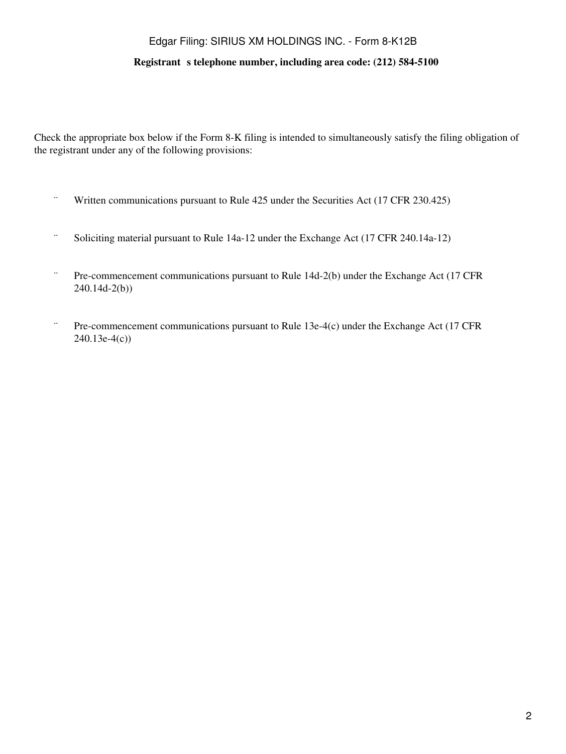**Registrant s telephone number, including area code: (212) 584-5100**

Check the appropriate box below if the Form 8-K filing is intended to simultaneously satisfy the filing obligation of the registrant under any of the following provisions:

¨ Written communications pursuant to Rule 425 under the Securities Act (17 CFR 230.425)

¨ Soliciting material pursuant to Rule 14a-12 under the Exchange Act (17 CFR 240.14a-12)

¨ Pre-commencement communications pursuant to Rule 14d-2(b) under the Exchange Act (17 CFR 240.14d-2(b))

¨ Pre-commencement communications pursuant to Rule 13e-4(c) under the Exchange Act (17 CFR 240.13e-4(c))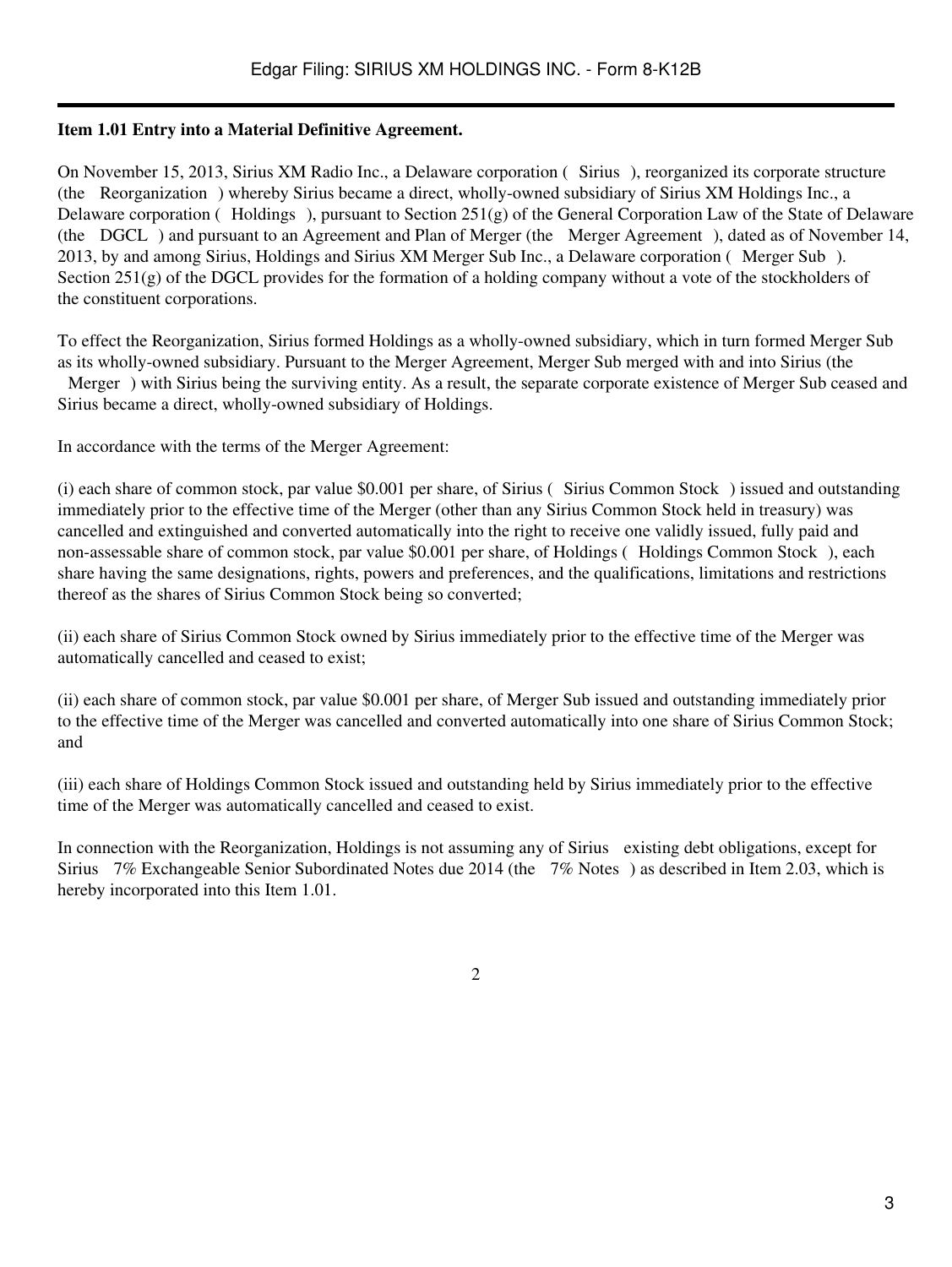**Item 1.01 Entry into a Material Definitive Agreement.**

On November 15, 2013, Sirius XM Radio Inc., a Delaware corporation ( Sirius ), reorganized its corporate structure (the Reorganization ) whereby Sirius became a direct, wholly-owned subsidiary of Sirius XM Holdings Inc., a Delaware corporation ( Holdings ), pursuant to Section 251(g) of the General Corporation Law of the State of Delaware (the DGCL ) and pursuant to an Agreement and Plan of Merger (the Merger Agreement ), dated as of November 14, 2013, by and among Sirius, Holdings and Sirius XM Merger Sub Inc., a Delaware corporation ( Merger Sub ). Section 251(g) of the DGCL provides for the formation of a holding company without a vote of the stockholders of the constituent corporations.

To effect the Reorganization, Sirius formed Holdings as a wholly-owned subsidiary, which in turn formed Merger Sub as its wholly-owned subsidiary. Pursuant to the Merger Agreement, Merger Sub merged with and into Sirius (the Merger ) with Sirius being the surviving entity. As a result, the separate corporate existence of Merger Sub ceased and Sirius became a direct, wholly-owned subsidiary of Holdings.

In accordance with the terms of the Merger Agreement:

(i) each share of common stock, par value $0.001 per share, of Sirius ( Sirius Common Stock ) issued and outstanding immediately prior to the effective time of the Merger (other than any Sirius Common Stock held in treasury) was cancelled and extinguished and converted automatically into the right to receive one validly issued, fully paid and non-assessable share of common stock, par value $0.001 per share, of Holdings ( Holdings Common Stock ), each share having the same designations, rights, powers and preferences, and the qualifications, limitations and restrictions thereof as the shares of Sirius Common Stock being so converted;

(ii) each share of Sirius Common Stock owned by Sirius immediately prior to the effective time of the Merger was automatically cancelled and ceased to exist;

(ii) each share of common stock, par value $0.001 per share, of Merger Sub issued and outstanding immediately prior to the effective time of the Merger was cancelled and converted automatically into one share of Sirius Common Stock; and

(iii) each share of Holdings Common Stock issued and outstanding held by Sirius immediately prior to the effective time of the Merger was automatically cancelled and ceased to exist.

In connection with the Reorganization, Holdings is not assuming any of Sirius existing debt obligations, except for Sirius 7% Exchangeable Senior Subordinated Notes due 2014 (the 7% Notes ) as described in Item 2.03, which is hereby incorporated into this Item 1.01.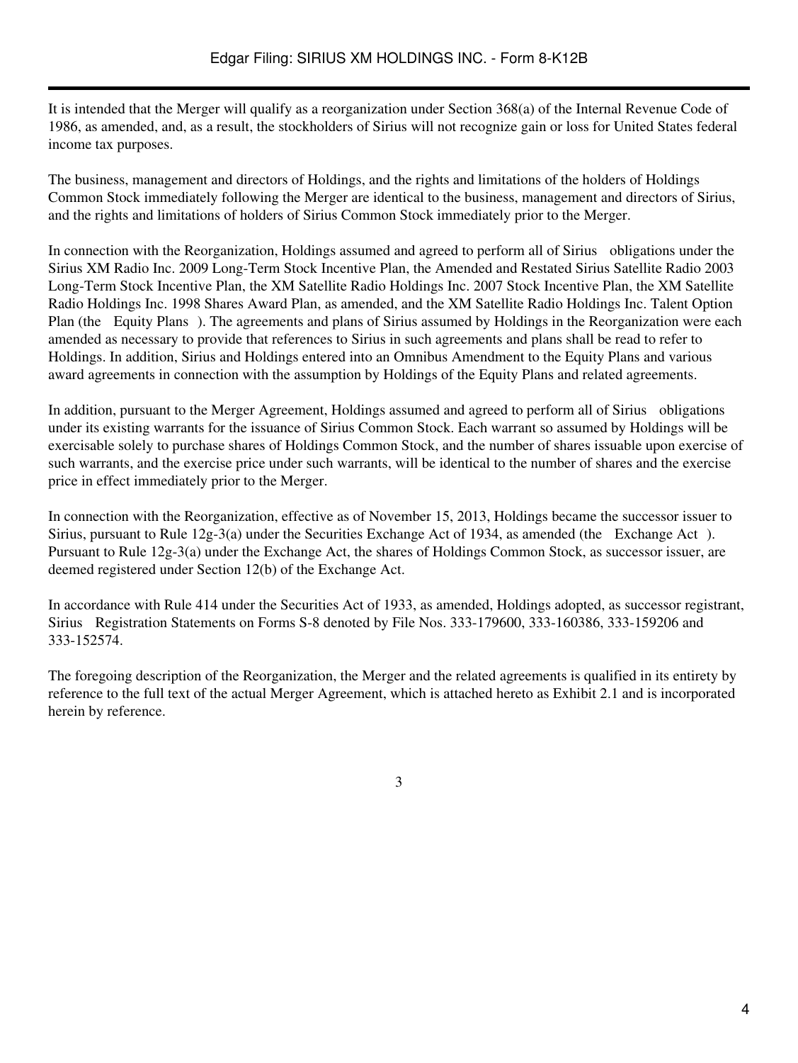It is intended that the Merger will qualify as a reorganization under Section 368(a) of the Internal Revenue Code of 1986, as amended, and, as a result, the stockholders of Sirius will not recognize gain or loss for United States federal income tax purposes.

The business, management and directors of Holdings, and the rights and limitations of the holders of Holdings Common Stock immediately following the Merger are identical to the business, management and directors of Sirius, and the rights and limitations of holders of Sirius Common Stock immediately prior to the Merger.

In connection with the Reorganization, Holdings assumed and agreed to perform all of Sirius obligations under the Sirius XM Radio Inc. 2009 Long-Term Stock Incentive Plan, the Amended and Restated Sirius Satellite Radio 2003 Long-Term Stock Incentive Plan, the XM Satellite Radio Holdings Inc. 2007 Stock Incentive Plan, the XM Satellite Radio Holdings Inc. 1998 Shares Award Plan, as amended, and the XM Satellite Radio Holdings Inc. Talent Option Plan (the Equity Plans ). The agreements and plans of Sirius assumed by Holdings in the Reorganization were each amended as necessary to provide that references to Sirius in such agreements and plans shall be read to refer to Holdings. In addition, Sirius and Holdings entered into an Omnibus Amendment to the Equity Plans and various award agreements in connection with the assumption by Holdings of the Equity Plans and related agreements.

In addition, pursuant to the Merger Agreement, Holdings assumed and agreed to perform all of Sirius obligations under its existing warrants for the issuance of Sirius Common Stock. Each warrant so assumed by Holdings will be exercisable solely to purchase shares of Holdings Common Stock, and the number of shares issuable upon exercise of such warrants, and the exercise price under such warrants, will be identical to the number of shares and the exercise price in effect immediately prior to the Merger.

In connection with the Reorganization, effective as of November 15, 2013, Holdings became the successor issuer to Sirius, pursuant to Rule 12g-3(a) under the Securities Exchange Act of 1934, as amended (the Exchange Act ). Pursuant to Rule 12g-3(a) under the Exchange Act, the shares of Holdings Common Stock, as successor issuer, are deemed registered under Section 12(b) of the Exchange Act.

In accordance with Rule 414 under the Securities Act of 1933, as amended, Holdings adopted, as successor registrant, Sirius Registration Statements on Forms S-8 denoted by File Nos. 333-179600, 333-160386, 333-159206 and 333-152574.

The foregoing description of the Reorganization, the Merger and the related agreements is qualified in its entirety by reference to the full text of the actual Merger Agreement, which is attached hereto as Exhibit 2.1 and is incorporated herein by reference.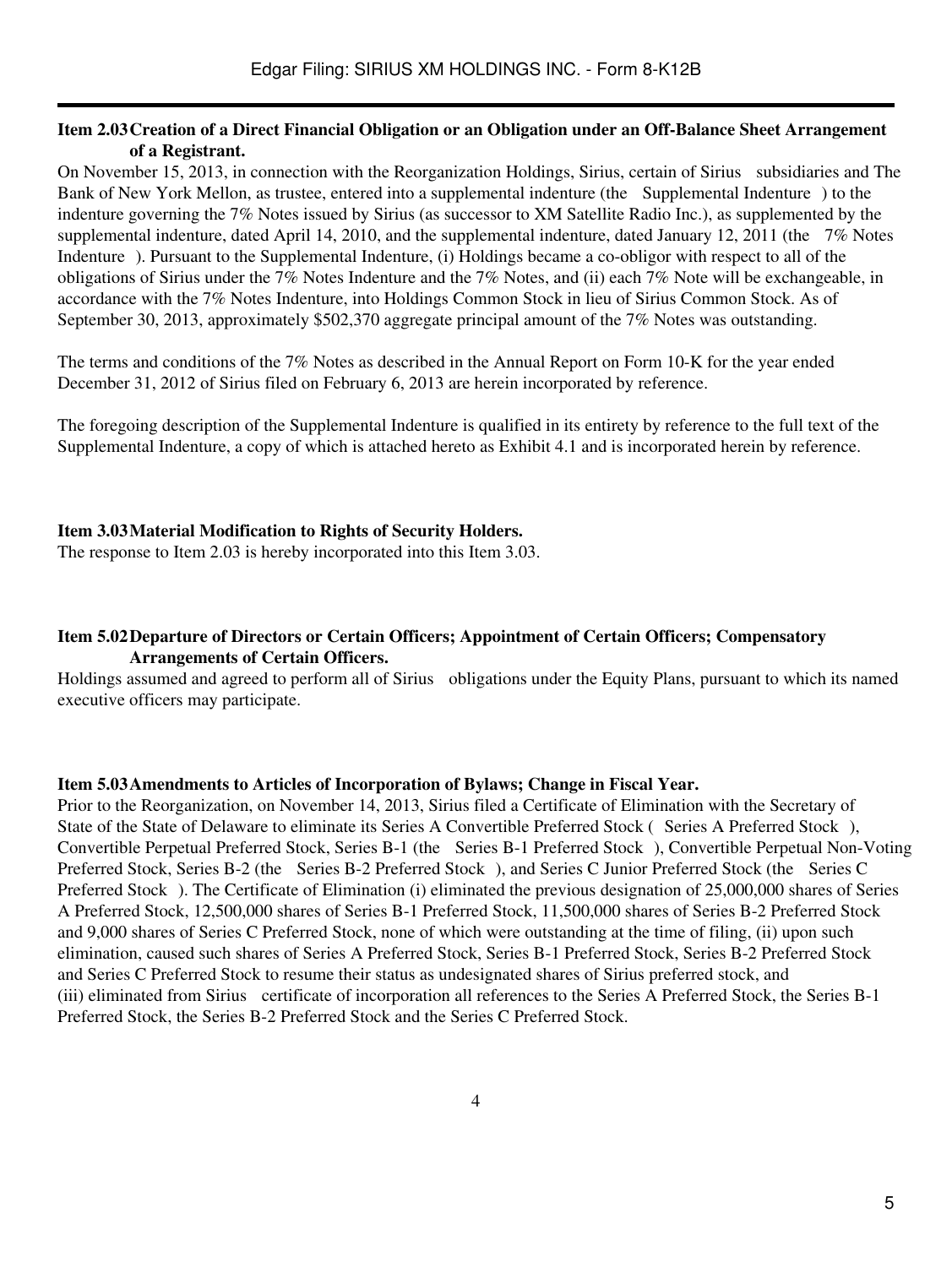## Item 2.03 Creation of a Direct Financial Obligation or an Obligation under an Off-Balance Sheet Arrangement of a Registrant.

On November 15, 2013, in connection with the Reorganization Holdings, Sirius, certain of Sirius subsidiaries and The Bank of New York Mellon, as trustee, entered into a supplemental indenture (the Supplemental Indenture ) to the indenture governing the 7% Notes issued by Sirius (as successor to XM Satellite Radio Inc.), as supplemented by the supplemental indenture, dated April 14, 2010, and the supplemental indenture, dated January 12, 2011 (the 7% Notes Indenture ). Pursuant to the Supplemental Indenture, (i) Holdings became a co-obligor with respect to all of the obligations of Sirius under the 7% Notes Indenture and the 7% Notes, and (ii) each 7% Note will be exchangeable, in accordance with the 7% Notes Indenture, into Holdings Common Stock in lieu of Sirius Common Stock. As of September 30, 2013, approximately $502,370 aggregate principal amount of the 7% Notes was outstanding.

The terms and conditions of the 7% Notes as described in the Annual Report on Form 10-K for the year ended December 31, 2012 of Sirius filed on February 6, 2013 are herein incorporated by reference.

The foregoing description of the Supplemental Indenture is qualified in its entirety by reference to the full text of the Supplemental Indenture, a copy of which is attached hereto as Exhibit 4.1 and is incorporated herein by reference.

## Item 3.03 Material Modification to Rights of Security Holders.

The response to Item 2.03 is hereby incorporated into this Item 3.03.

## Item 5.02 Departure of Directors or Certain Officers; Appointment of Certain Officers; Compensatory Arrangements of Certain Officers.

Holdings assumed and agreed to perform all of Sirius obligations under the Equity Plans, pursuant to which its named executive officers may participate.

## Item 5.03 Amendments to Articles of Incorporation of Bylaws; Change in Fiscal Year.

Prior to the Reorganization, on November 14, 2013, Sirius filed a Certificate of Elimination with the Secretary of State of the State of Delaware to eliminate its Series A Convertible Preferred Stock ( Series A Preferred Stock ), Convertible Perpetual Preferred Stock, Series B-1 (the Series B-1 Preferred Stock ), Convertible Perpetual Non-Voting Preferred Stock, Series B-2 (the Series B-2 Preferred Stock ), and Series C Junior Preferred Stock (the Series C Preferred Stock ). The Certificate of Elimination (i) eliminated the previous designation of 25,000,000 shares of Series A Preferred Stock, 12,500,000 shares of Series B-1 Preferred Stock, 11,500,000 shares of Series B-2 Preferred Stock and 9,000 shares of Series C Preferred Stock, none of which were outstanding at the time of filing, (ii) upon such elimination, caused such shares of Series A Preferred Stock, Series B-1 Preferred Stock, Series B-2 Preferred Stock and Series C Preferred Stock to resume their status as undesignated shares of Sirius preferred stock, and (iii) eliminated from Sirius certificate of incorporation all references to the Series A Preferred Stock, the Series B-1 Preferred Stock, the Series B-2 Preferred Stock and the Series C Preferred Stock.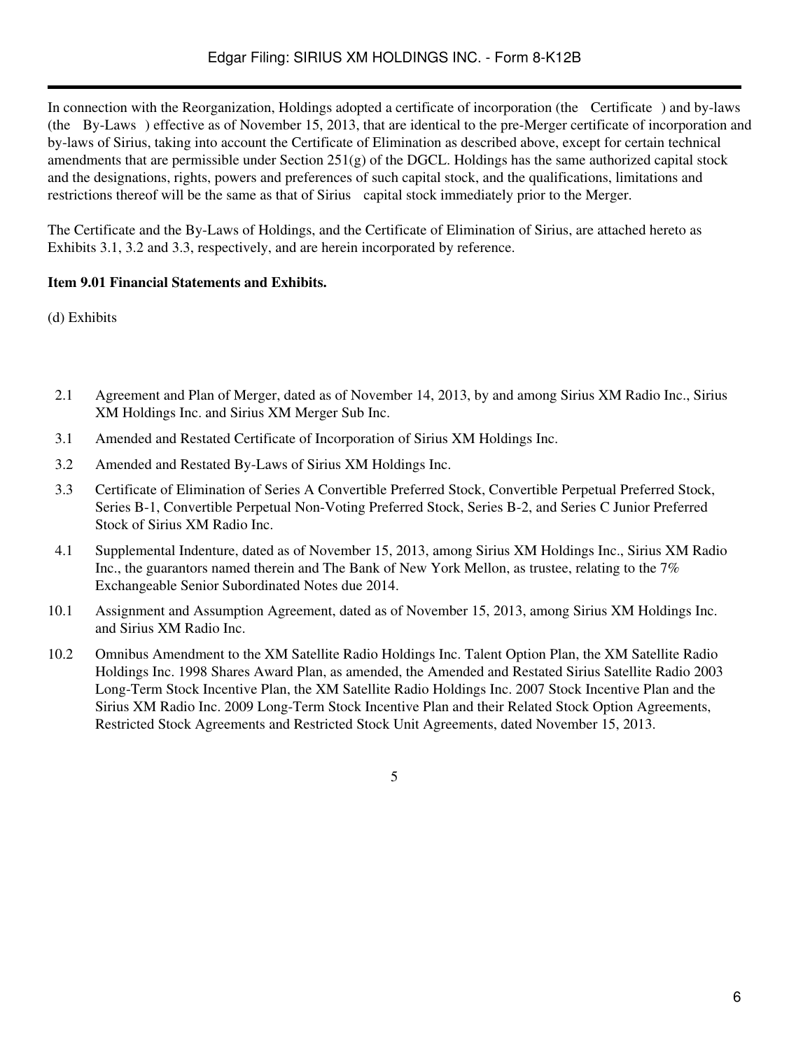In connection with the Reorganization, Holdings adopted a certificate of incorporation (the Certificate ) and by-laws (the By-Laws ) effective as of November 15, 2013, that are identical to the pre-Merger certificate of incorporation and by-laws of Sirius, taking into account the Certificate of Elimination as described above, except for certain technical amendments that are permissible under Section 251(g) of the DGCL. Holdings has the same authorized capital stock and the designations, rights, powers and preferences of such capital stock, and the qualifications, limitations and restrictions thereof will be the same as that of Sirius capital stock immediately prior to the Merger.

The Certificate and the By-Laws of Holdings, and the Certificate of Elimination of Sirius, are attached hereto as Exhibits 3.1, 3.2 and 3.3, respectively, and are herein incorporated by reference.

**Item 9.01 Financial Statements and Exhibits.**

(d) Exhibits

| | |
|---|---|
| 2.1 | Agreement and Plan of Merger, dated as of November 14, 2013, by and among Sirius XM Radio Inc., Sirius XM Holdings Inc. and Sirius XM Merger Sub Inc. |
| 3.1 | Amended and Restated Certificate of Incorporation of Sirius XM Holdings Inc. |
| 3.2 | Amended and Restated By-Laws of Sirius XM Holdings Inc. |
| 3.3 | Certificate of Elimination of Series A Convertible Preferred Stock, Convertible Perpetual Preferred Stock, Series B-1, Convertible Perpetual Non-Voting Preferred Stock, Series B-2, and Series C Junior Preferred Stock of Sirius XM Radio Inc. |
| 4.1 | Supplemental Indenture, dated as of November 15, 2013, among Sirius XM Holdings Inc., Sirius XM Radio Inc., the guarantors named therein and The Bank of New York Mellon, as trustee, relating to the 7% Exchangeable Senior Subordinated Notes due 2014. |
| 10.1 | Assignment and Assumption Agreement, dated as of November 15, 2013, among Sirius XM Holdings Inc. and Sirius XM Radio Inc. |
| 10.2 | Omnibus Amendment to the XM Satellite Radio Holdings Inc. Talent Option Plan, the XM Satellite Radio Holdings Inc. 1998 Shares Award Plan, as amended, the Amended and Restated Sirius Satellite Radio 2003 Long-Term Stock Incentive Plan, the XM Satellite Radio Holdings Inc. 2007 Stock Incentive Plan and the Sirius XM Radio Inc. 2009 Long-Term Stock Incentive Plan and their Related Stock Option Agreements, Restricted Stock Agreements and Restricted Stock Unit Agreements, dated November 15, 2013. |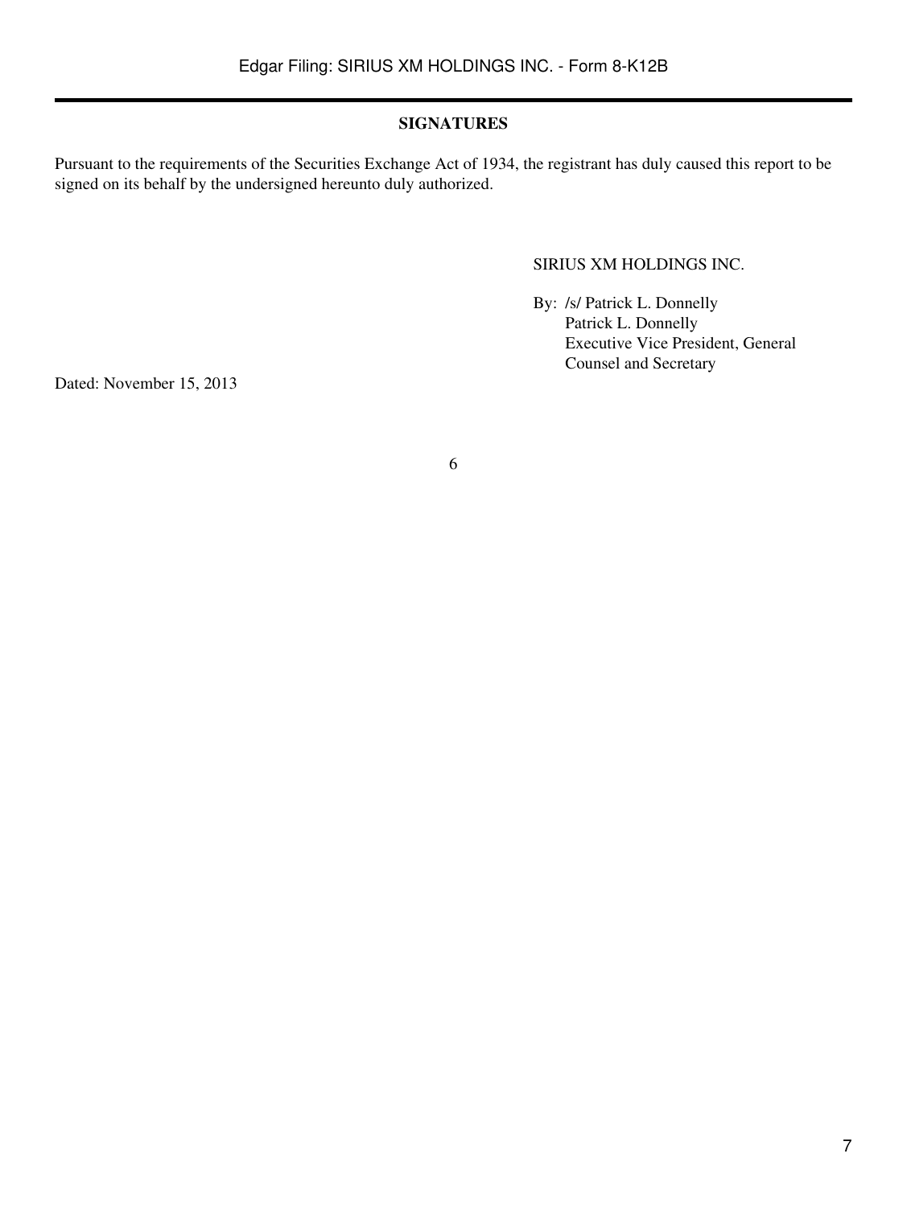## SIGNATURES

Pursuant to the requirements of the Securities Exchange Act of 1934, the registrant has duly caused this report to be signed on its behalf by the undersigned hereunto duly authorized.

SIRIUS XM HOLDINGS INC.

By: /s/ Patrick L. Donnelly
Patrick L. Donnelly
Executive Vice President, General Counsel and Secretary

Dated: November 15, 2013